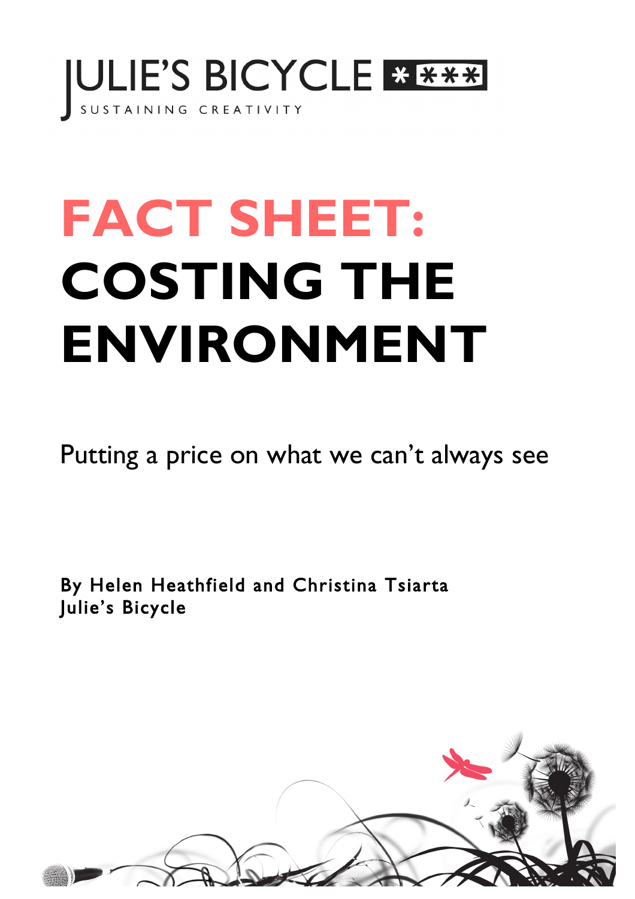JULIE'S BICYCLE

SUSTAINING CREATIVITY

# FACT SHEET: COSTING THE ENVIRONMENT

Putting a price on what we can't always see

**By Helen Heathfield and Christina Tsiarta**
**Julie's Bicycle**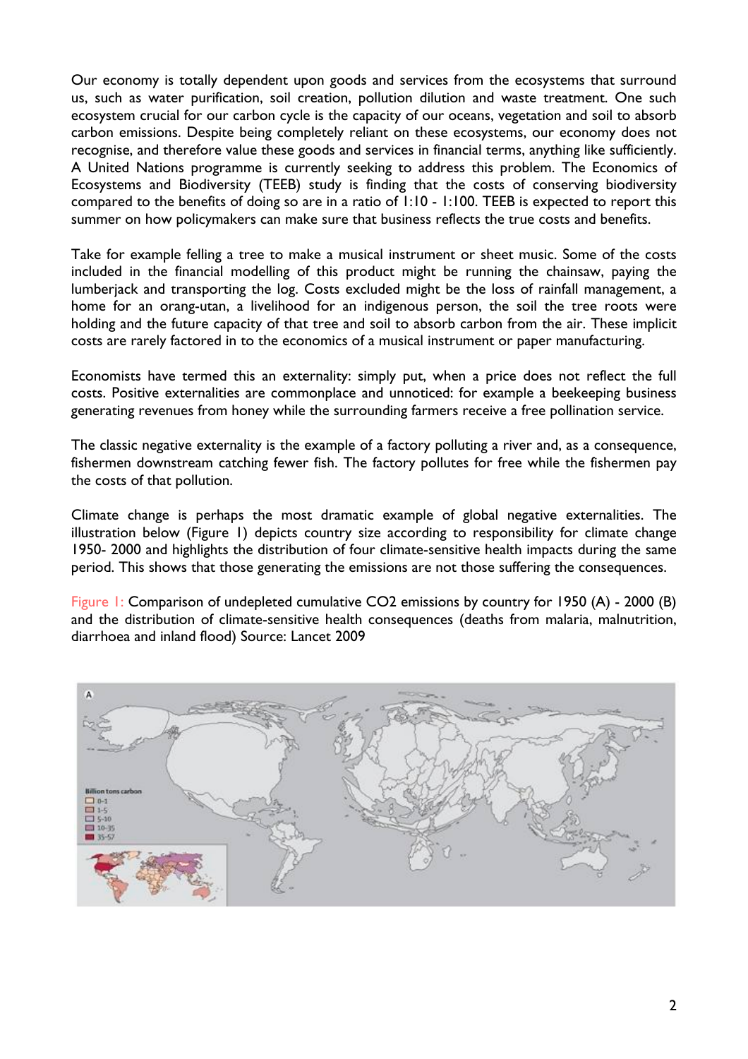Our economy is totally dependent upon goods and services from the ecosystems that surround us, such as water purification, soil creation, pollution dilution and waste treatment. One such ecosystem crucial for our carbon cycle is the capacity of our oceans, vegetation and soil to absorb carbon emissions. Despite being completely reliant on these ecosystems, our economy does not recognise, and therefore value these goods and services in financial terms, anything like sufficiently. A United Nations programme is currently seeking to address this problem. The Economics of Ecosystems and Biodiversity (TEEB) study is finding that the costs of conserving biodiversity compared to the benefits of doing so are in a ratio of 1:10 - 1:100. TEEB is expected to report this summer on how policymakers can make sure that business reflects the true costs and benefits.

Take for example felling a tree to make a musical instrument or sheet music. Some of the costs included in the financial modelling of this product might be running the chainsaw, paying the lumberjack and transporting the log. Costs excluded might be the loss of rainfall management, a home for an orang-utan, a livelihood for an indigenous person, the soil the tree roots were holding and the future capacity of that tree and soil to absorb carbon from the air. These implicit costs are rarely factored in to the economics of a musical instrument or paper manufacturing.

Economists have termed this an externality: simply put, when a price does not reflect the full costs. Positive externalities are commonplace and unnoticed: for example a beekeeping business generating revenues from honey while the surrounding farmers receive a free pollination service.

The classic negative externality is the example of a factory polluting a river and, as a consequence, fishermen downstream catching fewer fish. The factory pollutes for free while the fishermen pay the costs of that pollution.

Climate change is perhaps the most dramatic example of global negative externalities. The illustration below (Figure 1) depicts country size according to responsibility for climate change 1950- 2000 and highlights the distribution of four climate-sensitive health impacts during the same period. This shows that those generating the emissions are not those suffering the consequences.

Figure 1: Comparison of undepleted cumulative $CO_2$ emissions by country for 1950 (A) - 2000 (B) and the distribution of climate-sensitive health consequences (deaths from malaria, malnutrition, diarrhoea and inland flood) Source: Lancet 2009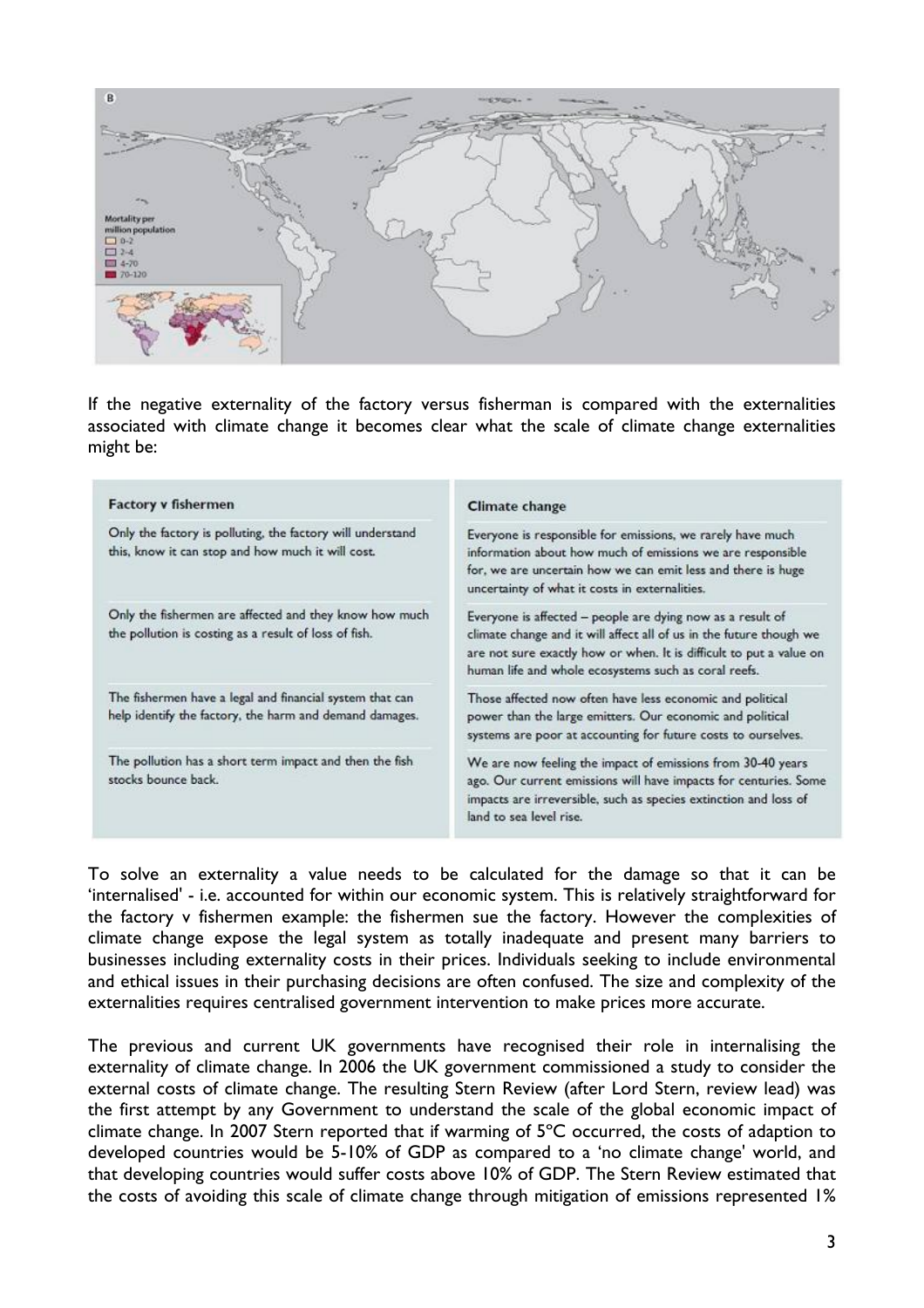If the negative externality of the factory versus fisherman is compared with the externalities associated with climate change it becomes clear what the scale of climate change externalities might be:

| Factory v fishermen | Climate change |
|---|---|
| Only the factory is polluting, the factory will understand this, know it can stop and how much it will cost. | Everyone is responsible for emissions, we rarely have much information about how much of emissions we are responsible for, we are uncertain how we can emit less and there is huge uncertainty of what it costs in externalities. |
| Only the fishermen are affected and they know how much the pollution is costing as a result of loss of fish. | Everyone is affected – people are dying now as a result of climate change and it will affect all of us in the future though we are not sure exactly how or when. It is difficult to put a value on human life and whole ecosystems such as coral reefs. |
| The fishermen have a legal and financial system that can help identify the factory, the harm and demand damages. | Those affected now often have less economic and political power than the large emitters. Our economic and political systems are poor at accounting for future costs to ourselves. |
| The pollution has a short term impact and then the fish stocks bounce back. | We are now feeling the impact of emissions from 30-40 years ago. Our current emissions will have impacts for centuries. Some impacts are irreversible, such as species extinction and loss of land to sea level rise. |

To solve an externality a value needs to be calculated for the damage so that it can be 'internalised' - i.e. accounted for within our economic system. This is relatively straightforward for the factory v fishermen example: the fishermen sue the factory. However the complexities of climate change expose the legal system as totally inadequate and present many barriers to businesses including externality costs in their prices. Individuals seeking to include environmental and ethical issues in their purchasing decisions are often confused. The size and complexity of the externalities requires centralised government intervention to make prices more accurate.

The previous and current UK governments have recognised their role in internalising the externality of climate change. In 2006 the UK government commissioned a study to consider the external costs of climate change. The resulting Stern Review (after Lord Stern, review lead) was the first attempt by any Government to understand the scale of the global economic impact of climate change. In 2007 Stern reported that if warming of 5°C occurred, the costs of adaption to developed countries would be 5-10% of GDP as compared to a 'no climate change' world, and that developing countries would suffer costs above 10% of GDP. The Stern Review estimated that the costs of avoiding this scale of climate change through mitigation of emissions represented 1%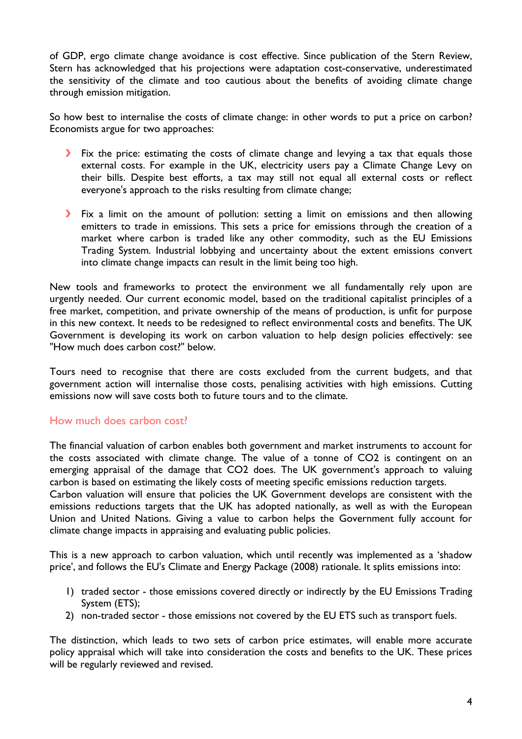of GDP, ergo climate change avoidance is cost effective. Since publication of the Stern Review, Stern has acknowledged that his projections were adaptation cost-conservative, underestimated the sensitivity of the climate and too cautious about the benefits of avoiding climate change through emission mitigation.

So how best to internalise the costs of climate change: in other words to put a price on carbon? Economists argue for two approaches:

- Fix the price: estimating the costs of climate change and levying a tax that equals those external costs. For example in the UK, electricity users pay a Climate Change Levy on their bills. Despite best efforts, a tax may still not equal all external costs or reflect everyone's approach to the risks resulting from climate change;
- Fix a limit on the amount of pollution: setting a limit on emissions and then allowing emitters to trade in emissions. This sets a price for emissions through the creation of a market where carbon is traded like any other commodity, such as the EU Emissions Trading System. Industrial lobbying and uncertainty about the extent emissions convert into climate change impacts can result in the limit being too high.

New tools and frameworks to protect the environment we all fundamentally rely upon are urgently needed. Our current economic model, based on the traditional capitalist principles of a free market, competition, and private ownership of the means of production, is unfit for purpose in this new context. It needs to be redesigned to reflect environmental costs and benefits. The UK Government is developing its work on carbon valuation to help design policies effectively: see "How much does carbon cost?" below.

Tours need to recognise that there are costs excluded from the current budgets, and that government action will internalise those costs, penalising activities with high emissions. Cutting emissions now will save costs both to future tours and to the climate.

## How much does carbon cost?

The financial valuation of carbon enables both government and market instruments to account for the costs associated with climate change. The value of a tonne of $CO_2$ is contingent on an emerging appraisal of the damage that $CO_2$ does. The UK government's approach to valuing carbon is based on estimating the likely costs of meeting specific emissions reduction targets.
Carbon valuation will ensure that policies the UK Government develops are consistent with the emissions reductions targets that the UK has adopted nationally, as well as with the European Union and United Nations. Giving a value to carbon helps the Government fully account for climate change impacts in appraising and evaluating public policies.

This is a new approach to carbon valuation, which until recently was implemented as a 'shadow price', and follows the EU's Climate and Energy Package (2008) rationale. It splits emissions into:

1) traded sector - those emissions covered directly or indirectly by the EU Emissions Trading System (ETS);
2) non-traded sector - those emissions not covered by the EU ETS such as transport fuels.

The distinction, which leads to two sets of carbon price estimates, will enable more accurate policy appraisal which will take into consideration the costs and benefits to the UK. These prices will be regularly reviewed and revised.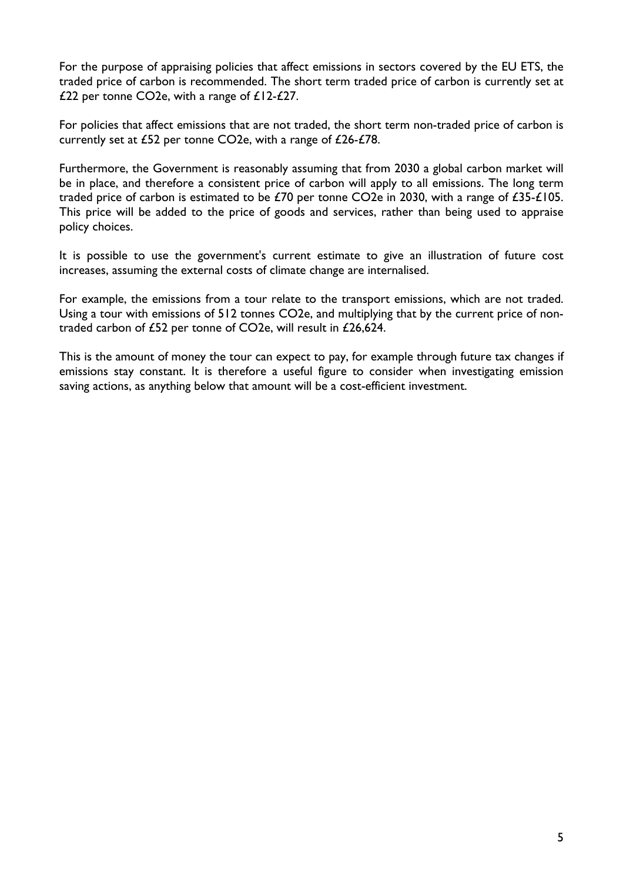For the purpose of appraising policies that affect emissions in sectors covered by the EU ETS, the traded price of carbon is recommended. The short term traded price of carbon is currently set at £22 per tonne CO2e, with a range of £12-£27.

For policies that affect emissions that are not traded, the short term non-traded price of carbon is currently set at £52 per tonne CO2e, with a range of £26-£78.

Furthermore, the Government is reasonably assuming that from 2030 a global carbon market will be in place, and therefore a consistent price of carbon will apply to all emissions. The long term traded price of carbon is estimated to be £70 per tonne CO2e in 2030, with a range of £35-£105. This price will be added to the price of goods and services, rather than being used to appraise policy choices.

It is possible to use the government's current estimate to give an illustration of future cost increases, assuming the external costs of climate change are internalised.

For example, the emissions from a tour relate to the transport emissions, which are not traded. Using a tour with emissions of 512 tonnes CO2e, and multiplying that by the current price of non-traded carbon of £52 per tonne of CO2e, will result in £26,624.

This is the amount of money the tour can expect to pay, for example through future tax changes if emissions stay constant. It is therefore a useful figure to consider when investigating emission saving actions, as anything below that amount will be a cost-efficient investment.